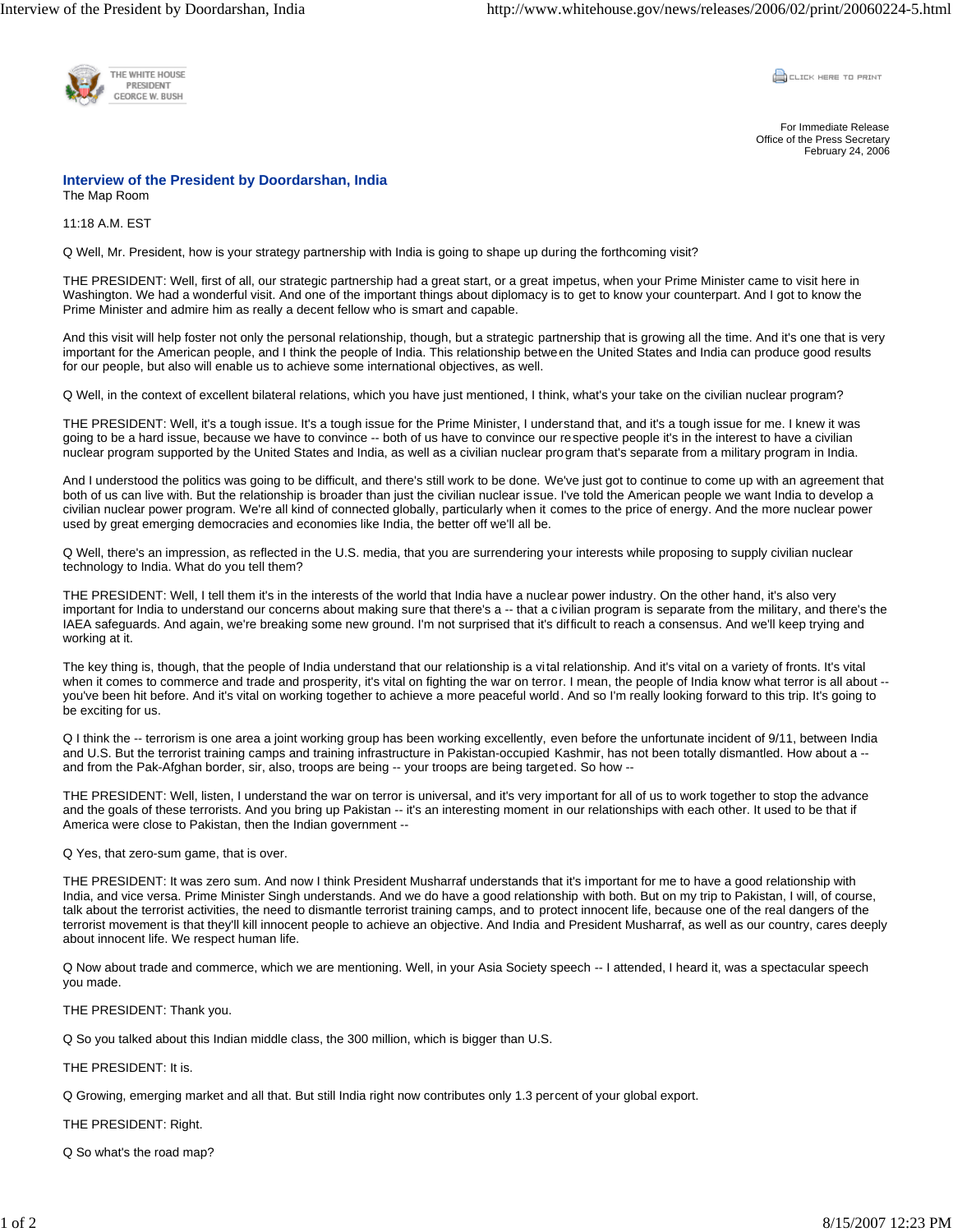THE WHITE HOUSE
PRESIDENT
GEORGE W. BUSH

CLICK HERE TO PRINT

For Immediate Release
Office of the Press Secretary
February 24, 2006

## Interview of the President by Doordarshan, India

The Map Room

11:18 A.M. EST

Q Well, Mr. President, how is your strategy partnership with India is going to shape up during the forthcoming visit?

THE PRESIDENT: Well, first of all, our strategic partnership had a great start, or a great impetus, when your Prime Minister came to visit here in Washington. We had a wonderful visit. And one of the important things about diplomacy is to get to know your counterpart. And I got to know the Prime Minister and admire him as really a decent fellow who is smart and capable.

And this visit will help foster not only the personal relationship, though, but a strategic partnership that is growing all the time. And it's one that is very important for the American people, and I think the people of India. This relationship between the United States and India can produce good results for our people, but also will enable us to achieve some international objectives, as well.

Q Well, in the context of excellent bilateral relations, which you have just mentioned, I think, what's your take on the civilian nuclear program?

THE PRESIDENT: Well, it's a tough issue. It's a tough issue for the Prime Minister, I understand that, and it's a tough issue for me. I knew it was going to be a hard issue, because we have to convince -- both of us have to convince our respective people it's in the interest to have a civilian nuclear program supported by the United States and India, as well as a civilian nuclear program that's separate from a military program in India.

And I understood the politics was going to be difficult, and there's still work to be done. We've just got to continue to come up with an agreement that both of us can live with. But the relationship is broader than just the civilian nuclear issue. I've told the American people we want India to develop a civilian nuclear power program. We're all kind of connected globally, particularly when it comes to the price of energy. And the more nuclear power used by great emerging democracies and economies like India, the better off we'll all be.

Q Well, there's an impression, as reflected in the U.S. media, that you are surrendering your interests while proposing to supply civilian nuclear technology to India. What do you tell them?

THE PRESIDENT: Well, I tell them it's in the interests of the world that India have a nuclear power industry. On the other hand, it's also very important for India to understand our concerns about making sure that there's a -- that a civilian program is separate from the military, and there's the IAEA safeguards. And again, we're breaking some new ground. I'm not surprised that it's difficult to reach a consensus. And we'll keep trying and working at it.

The key thing is, though, that the people of India understand that our relationship is a vital relationship. And it's vital on a variety of fronts. It's vital when it comes to commerce and trade and prosperity, it's vital on fighting the war on terror. I mean, the people of India know what terror is all about -- you've been hit before. And it's vital on working together to achieve a more peaceful world. And so I'm really looking forward to this trip. It's going to be exciting for us.

Q I think the -- terrorism is one area a joint working group has been working excellently, even before the unfortunate incident of 9/11, between India and U.S. But the terrorist training camps and training infrastructure in Pakistan-occupied Kashmir, has not been totally dismantled. How about a -- and from the Pak-Afghan border, sir, also, troops are being -- your troops are being targeted. So how --

THE PRESIDENT: Well, listen, I understand the war on terror is universal, and it's very important for all of us to work together to stop the advance and the goals of these terrorists. And you bring up Pakistan -- it's an interesting moment in our relationships with each other. It used to be that if America were close to Pakistan, then the Indian government --

Q Yes, that zero-sum game, that is over.

THE PRESIDENT: It was zero sum. And now I think President Musharraf understands that it's important for me to have a good relationship with India, and vice versa. Prime Minister Singh understands. And we do have a good relationship with both. But on my trip to Pakistan, I will, of course, talk about the terrorist activities, the need to dismantle terrorist training camps, and to protect innocent life, because one of the real dangers of the terrorist movement is that they'll kill innocent people to achieve an objective. And India and President Musharraf, as well as our country, cares deeply about innocent life. We respect human life.

Q Now about trade and commerce, which we are mentioning. Well, in your Asia Society speech -- I attended, I heard it, was a spectacular speech you made.

THE PRESIDENT: Thank you.

Q So you talked about this Indian middle class, the 300 million, which is bigger than U.S.

THE PRESIDENT: It is.

Q Growing, emerging market and all that. But still India right now contributes only 1.3 percent of your global export.

THE PRESIDENT: Right.

Q So what's the road map?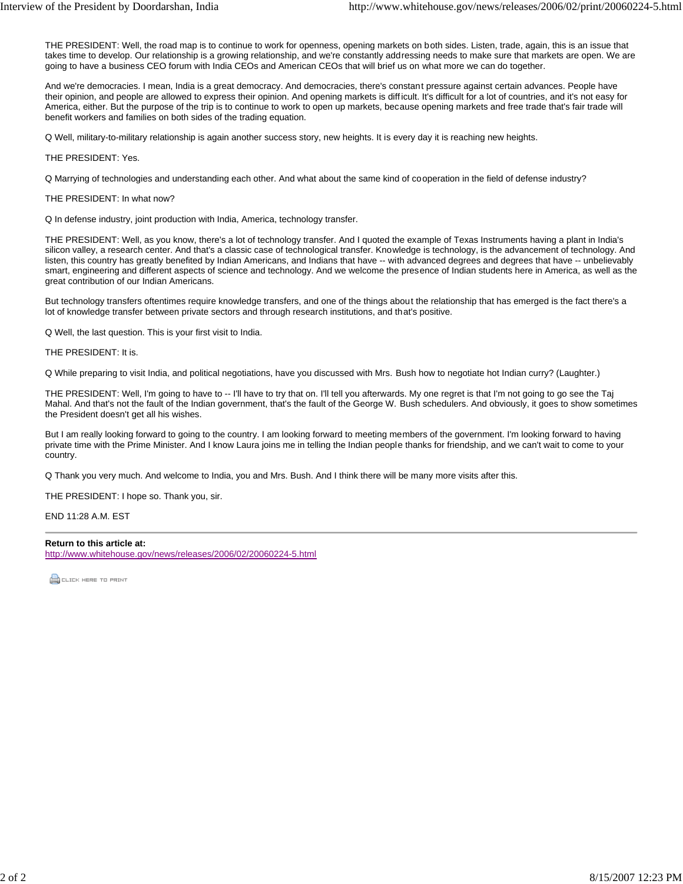THE PRESIDENT: Well, the road map is to continue to work for openness, opening markets on both sides. Listen, trade, again, this is an issue that takes time to develop. Our relationship is a growing relationship, and we're constantly addressing needs to make sure that markets are open. We are going to have a business CEO forum with India CEOs and American CEOs that will brief us on what more we can do together.

And we're democracies. I mean, India is a great democracy. And democracies, there's constant pressure against certain advances. People have their opinion, and people are allowed to express their opinion. And opening markets is difficult. It's difficult for a lot of countries, and it's not easy for America, either. But the purpose of the trip is to continue to work to open up markets, because opening markets and free trade that's fair trade will benefit workers and families on both sides of the trading equation.

Q Well, military-to-military relationship is again another success story, new heights. It is every day it is reaching new heights.

THE PRESIDENT: Yes.

Q Marrying of technologies and understanding each other. And what about the same kind of cooperation in the field of defense industry?

THE PRESIDENT: In what now?

Q In defense industry, joint production with India, America, technology transfer.

THE PRESIDENT: Well, as you know, there's a lot of technology transfer. And I quoted the example of Texas Instruments having a plant in India's silicon valley, a research center. And that's a classic case of technological transfer. Knowledge is technology, is the advancement of technology. And listen, this country has greatly benefited by Indian Americans, and Indians that have -- with advanced degrees and degrees that have -- unbelievably smart, engineering and different aspects of science and technology. And we welcome the presence of Indian students here in America, as well as the great contribution of our Indian Americans.

But technology transfers oftentimes require knowledge transfers, and one of the things about the relationship that has emerged is the fact there's a lot of knowledge transfer between private sectors and through research institutions, and that's positive.

Q Well, the last question. This is your first visit to India.

THE PRESIDENT: It is.

Q While preparing to visit India, and political negotiations, have you discussed with Mrs. Bush how to negotiate hot Indian curry? (Laughter.)

THE PRESIDENT: Well, I'm going to have to -- I'll have to try that on. I'll tell you afterwards. My one regret is that I'm not going to go see the Taj Mahal. And that's not the fault of the Indian government, that's the fault of the George W. Bush schedulers. And obviously, it goes to show sometimes the President doesn't get all his wishes.

But I am really looking forward to going to the country. I am looking forward to meeting members of the government. I'm looking forward to having private time with the Prime Minister. And I know Laura joins me in telling the Indian people thanks for friendship, and we can't wait to come to your country.

Q Thank you very much. And welcome to India, you and Mrs. Bush. And I think there will be many more visits after this.

THE PRESIDENT: I hope so. Thank you, sir.

END 11:28 A.M. EST

---

**Return to this article at:**
http://www.whitehouse.gov/news/releases/2006/02/20060224-5.html

CLICK HERE TO PRINT